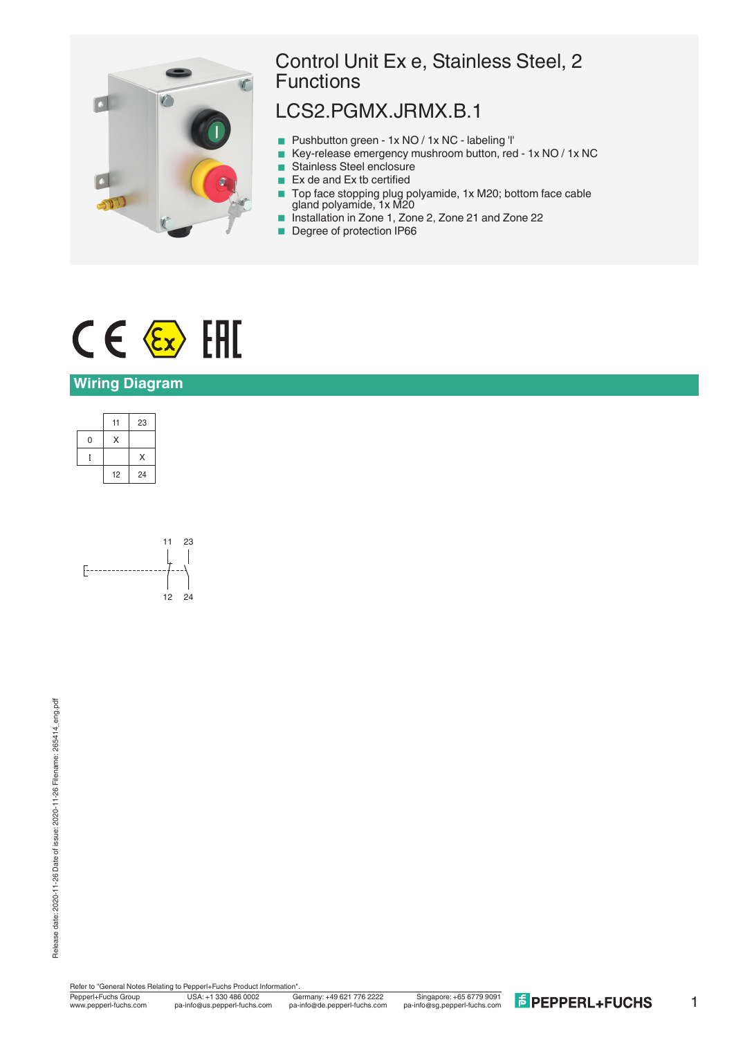# Control Unit Ex e, Stainless Steel, 2 Functions

## LCS2.PGMX.JRMX.B.1

- Pushbutton green - 1x NO / 1x NC - labeling 'I'
- Key-release emergency mushroom button, red - 1x NO / 1x NC
- Stainless Steel enclosure
- Ex de and Ex tb certified
- Top face stopping plug polyamide, 1x M20; bottom face cable gland polyamide, 1x M20
- Installation in Zone 1, Zone 2, Zone 21 and Zone 22
- Degree of protection IP66

## Wiring Diagram

| | 11 | 23 |
|---|---|---|
| 0 | X | |
| I | | X |
| | 12 | 24 |

11 23

12 24

Refer to "General Notes Relating to Pepperl+Fuchs Product Information".

Pepperl+Fuchs Group
www.pepperl-fuchs.com

USA: +1 330 486 0002
pa-info@us.pepperl-fuchs.com

Germany: +49 621 776 2222
pa-info@de.pepperl-fuchs.com

Singapore: +65 6779 9091
pa-info@sg.pepperl-fuchs.com

Release date: 2020-11-26 Date of issue: 2020-11-26 Filename: 265414_eng.pdf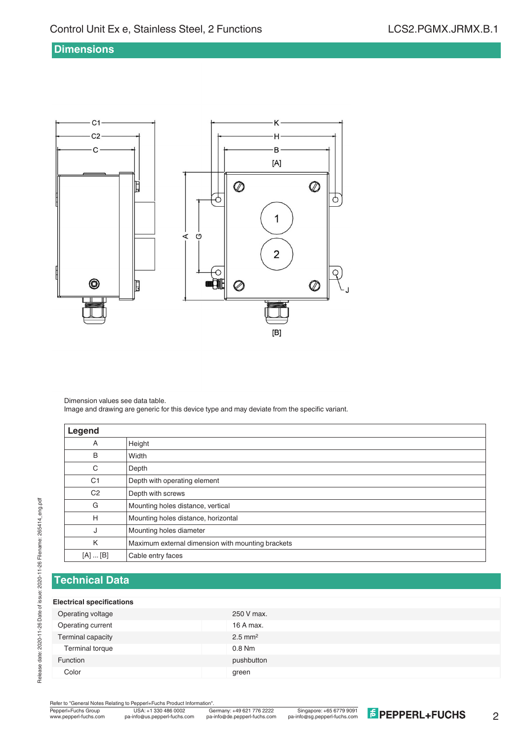## Dimensions

Dimension values see data table.
Image and drawing are generic for this device type and may deviate from the specific variant.

| Legend | |
|---|---|
| A | Height |
| B | Width |
| C | Depth |
| C1 | Depth with operating element |
| C2 | Depth with screws |
| G | Mounting holes distance, vertical |
| H | Mounting holes distance, horizontal |
| J | Mounting holes diameter |
| K | Maximum external dimension with mounting brackets |
| [A] ... [B] | Cable entry faces |

## Technical Data

| Electrical specifications | |
|---|---|
| Operating voltage | 250 V max. |
| Operating current | 16 A max. |
| Terminal capacity | 2.5 mm² |
| Terminal torque | 0.8 Nm |
| Function | pushbutton |
| Color | green |

Refer to "General Notes Relating to Pepperl+Fuchs Product Information".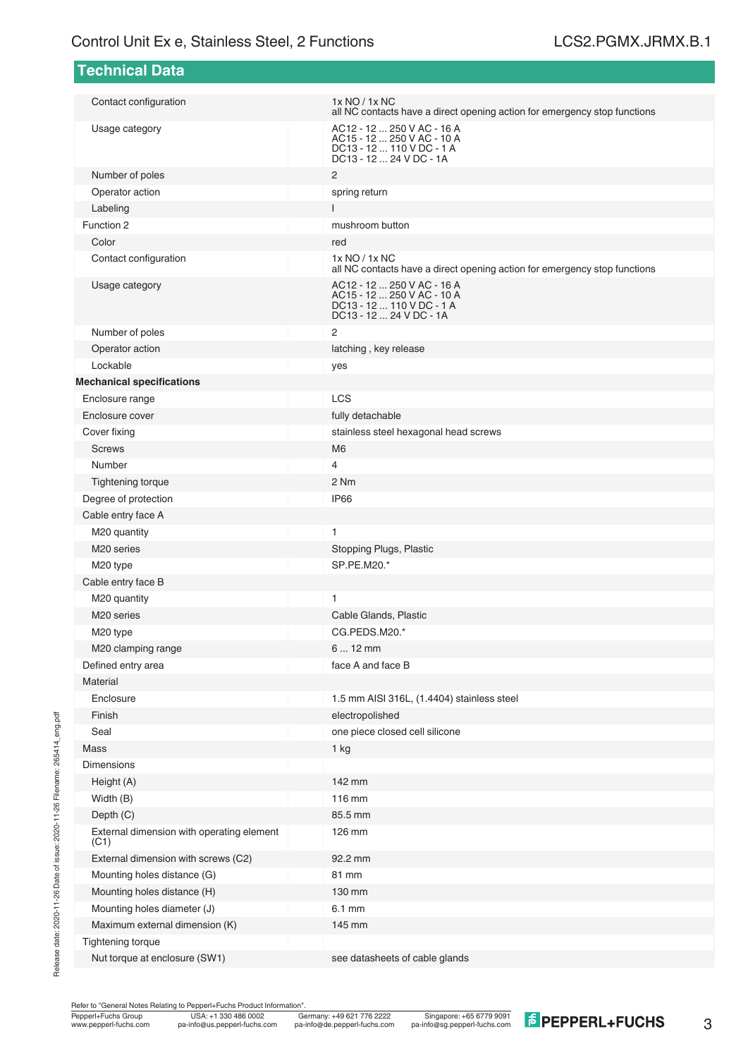## Technical Data

| | |
|---|---|
| Contact configuration | 1x NO / 1x NC<br>all NC contacts have a direct opening action for emergency stop functions |
| Usage category | AC12 - 12 ... 250 V AC - 16 A<br>AC15 - 12 ... 250 V AC - 10 A<br>DC13 - 12 ... 110 V DC - 1 A<br>DC13 - 12 ... 24 V DC - 1A |
| Number of poles | 2 |
| Operator action | spring return |
| Labeling | I |
| Function 2 | mushroom button |
| Color | red |
| Contact configuration | 1x NO / 1x NC<br>all NC contacts have a direct opening action for emergency stop functions |
| Usage category | AC12 - 12 ... 250 V AC - 16 A<br>AC15 - 12 ... 250 V AC - 10 A<br>DC13 - 12 ... 110 V DC - 1 A<br>DC13 - 12 ... 24 V DC - 1A |
| Number of poles | 2 |
| Operator action | latching , key release |
| Lockable | yes |
| **Mechanical specifications** | |
| Enclosure range | LCS |
| Enclosure cover | fully detachable |
| Cover fixing | stainless steel hexagonal head screws |
| Screws | M6 |
| Number | 4 |
| Tightening torque | 2 Nm |
| Degree of protection | IP66 |
| Cable entry face A | |
| M20 quantity | 1 |
| M20 series | Stopping Plugs, Plastic |
| M20 type | SP.PE.M20.* |
| Cable entry face B | |
| M20 quantity | 1 |
| M20 series | Cable Glands, Plastic |
| M20 type | CG.PEDS.M20.* |
| M20 clamping range | 6 ... 12 mm |
| Defined entry area | face A and face B |
| Material | |
| Enclosure | 1.5 mm AISI 316L, (1.4404) stainless steel |
| Finish | electropolished |
| Seal | one piece closed cell silicone |
| Mass | 1 kg |
| Dimensions | |
| Height (A) | 142 mm |
| Width (B) | 116 mm |
| Depth (C) | 85.5 mm |
| External dimension with operating element (C1) | 126 mm |
| External dimension with screws (C2) | 92.2 mm |
| Mounting holes distance (G) | 81 mm |
| Mounting holes distance (H) | 130 mm |
| Mounting holes diameter (J) | 6.1 mm |
| Maximum external dimension (K) | 145 mm |
| Tightening torque | |
| Nut torque at enclosure (SW1) | see datasheets of cable glands |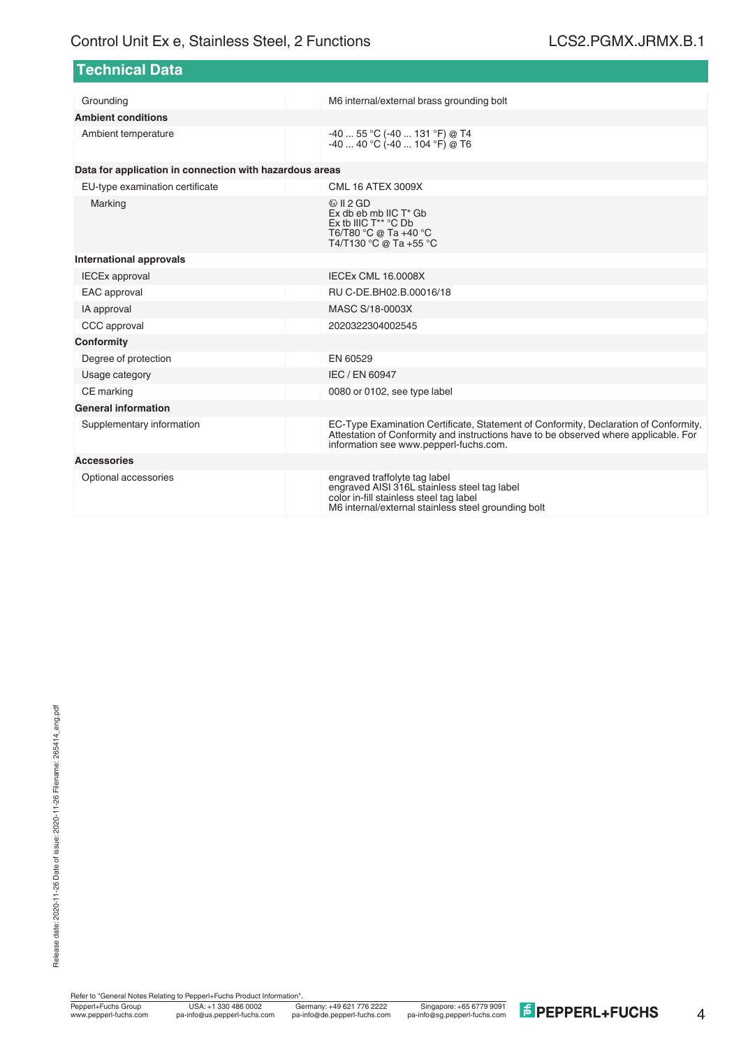## Technical Data

| | |
|---|---|
| Grounding | M6 internal/external brass grounding bolt |
| **Ambient conditions** | |
| Ambient temperature | -40 ... 55 °C (-40 ... 131 °F) @ T4<br>-40 ... 40 °C (-40 ... 104 °F) @ T6 |
| **Data for application in connection with hazardous areas** | |
| EU-type examination certificate | CML 16 ATEX 3009X |
| Marking | ⟨Ex⟩ II 2 GD<br>Ex db eb mb IIC T* Gb<br>Ex tb IIIC T** °C Db<br>T6/T80 °C @ Ta +40 °C<br>T4/T130 °C @ Ta +55 °C |
| **International approvals** | |
| IECEx approval | IECEx CML 16.0008X |
| EAC approval | RU C-DE.BH02.B.00016/18 |
| IA approval | MASC S/18-0003X |
| CCC approval | 2020322304002545 |
| **Conformity** | |
| Degree of protection | EN 60529 |
| Usage category | IEC / EN 60947 |
| CE marking | 0080 or 0102, see type label |
| **General information** | |
| Supplementary information | EC-Type Examination Certificate, Statement of Conformity, Declaration of Conformity, Attestation of Conformity and instructions have to be observed where applicable. For information see www.pepperl-fuchs.com. |
| **Accessories** | |
| Optional accessories | engraved traffolyte tag label<br>engraved AISI 316L stainless steel tag label<br>color in-fill stainless steel tag label<br>M6 internal/external stainless steel grounding bolt |

Refer to "General Notes Relating to Pepperl+Fuchs Product Information".